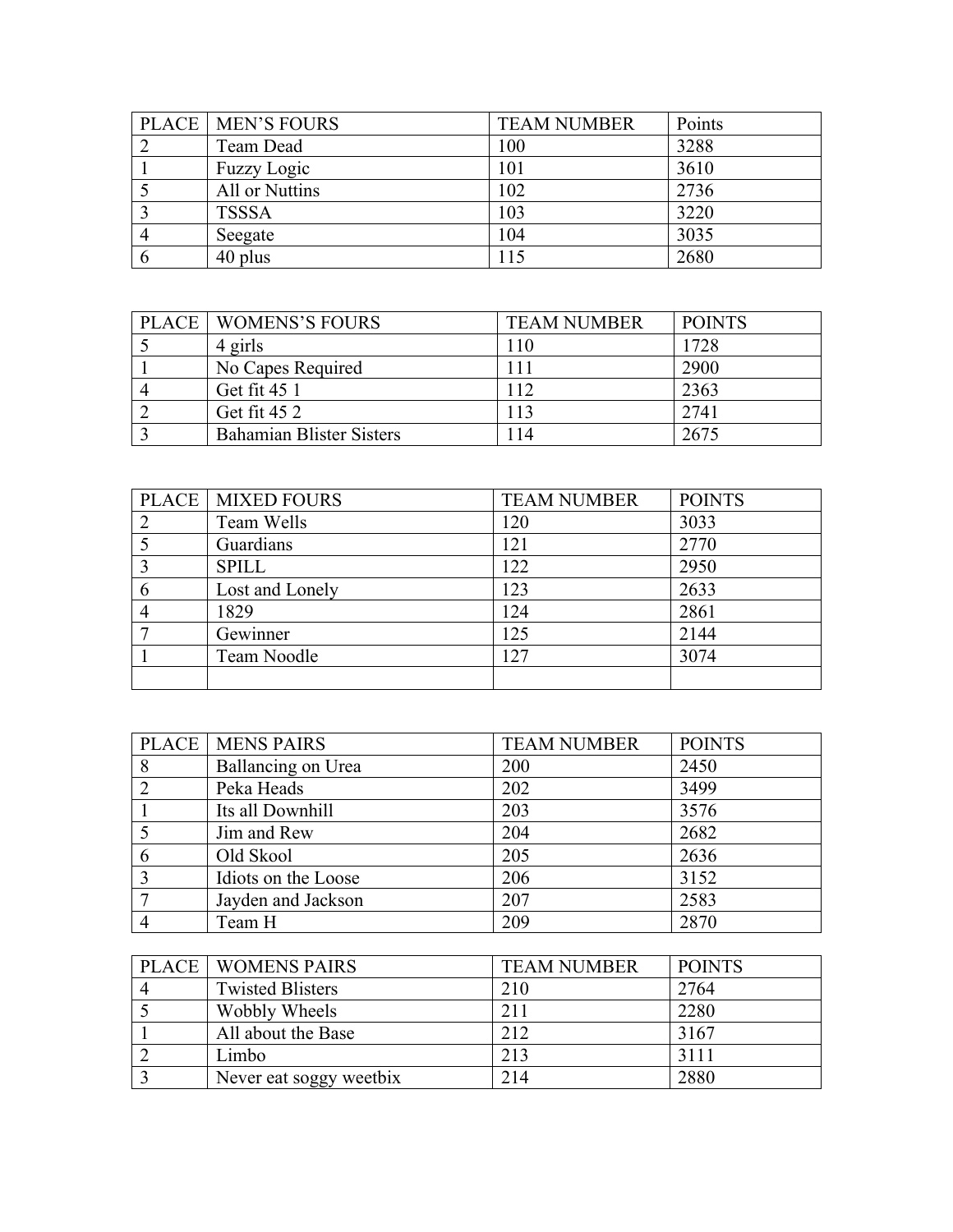| PLACE | MEN’S FOURS | TEAM NUMBER | Points |
|---|---|---|---|
| 2 | Team Dead | 100 | 3288 |
| 1 | Fuzzy Logic | 101 | 3610 |
| 5 | All or Nuttins | 102 | 2736 |
| 3 | TSSSA | 103 | 3220 |
| 4 | Seegate | 104 | 3035 |
| 6 | 40 plus | 115 | 2680 |

| PLACE | WOMENS’S FOURS | TEAM NUMBER | POINTS |
|---|---|---|---|
| 5 | 4 girls | 110 | 1728 |
| 1 | No Capes Required | 111 | 2900 |
| 4 | Get fit 45 1 | 112 | 2363 |
| 2 | Get fit 45 2 | 113 | 2741 |
| 3 | Bahamian Blister Sisters | 114 | 2675 |

| PLACE | MIXED FOURS | TEAM NUMBER | POINTS |
|---|---|---|---|
| 2 | Team Wells | 120 | 3033 |
| 5 | Guardians | 121 | 2770 |
| 3 | SPILL | 122 | 2950 |
| 6 | Lost and Lonely | 123 | 2633 |
| 4 | 1829 | 124 | 2861 |
| 7 | Gewinner | 125 | 2144 |
| 1 | Team Noodle | 127 | 3074 |
| | | | |

| PLACE | MENS PAIRS | TEAM NUMBER | POINTS |
|---|---|---|---|
| 8 | Ballancing on Urea | 200 | 2450 |
| 2 | Peka Heads | 202 | 3499 |
| 1 | Its all Downhill | 203 | 3576 |
| 5 | Jim and Rew | 204 | 2682 |
| 6 | Old Skool | 205 | 2636 |
| 3 | Idiots on the Loose | 206 | 3152 |
| 7 | Jayden and Jackson | 207 | 2583 |
| 4 | Team H | 209 | 2870 |

| PLACE | WOMENS PAIRS | TEAM NUMBER | POINTS |
|---|---|---|---|
| 4 | Twisted Blisters | 210 | 2764 |
| 5 | Wobbly Wheels | 211 | 2280 |
| 1 | All about the Base | 212 | 3167 |
| 2 | Limbo | 213 | 3111 |
| 3 | Never eat soggy weetbix | 214 | 2880 |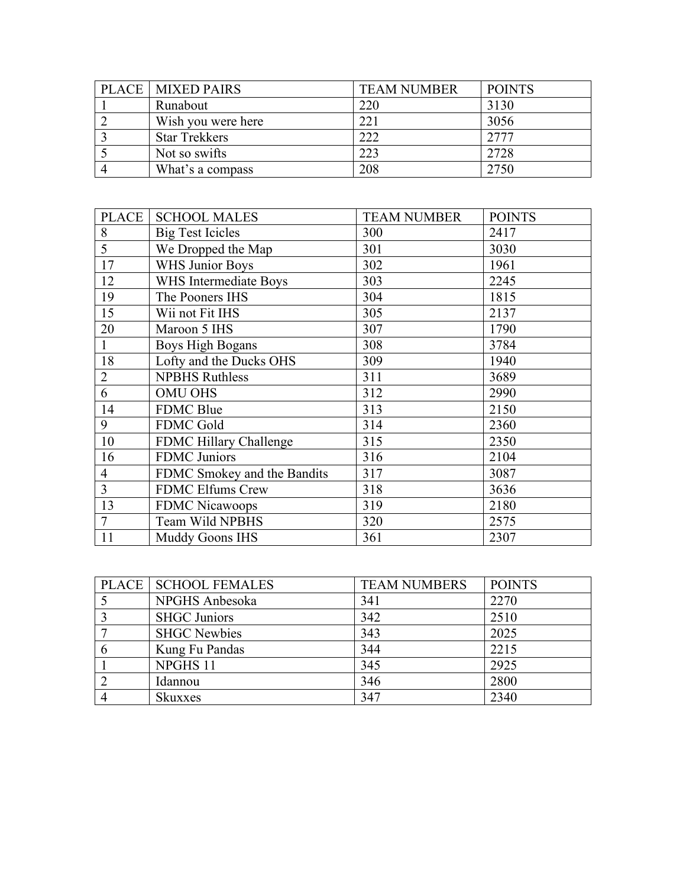| PLACE | MIXED PAIRS | TEAM NUMBER | POINTS |
| --- | --- | --- | --- |
| 1 | Runabout | 220 | 3130 |
| 2 | Wish you were here | 221 | 3056 |
| 3 | Star Trekkers | 222 | 2777 |
| 5 | Not so swifts | 223 | 2728 |
| 4 | What's a compass | 208 | 2750 |

| PLACE | SCHOOL MALES | TEAM NUMBER | POINTS |
| --- | --- | --- | --- |
| 8 | Big Test Icicles | 300 | 2417 |
| 5 | We Dropped the Map | 301 | 3030 |
| 17 | WHS Junior Boys | 302 | 1961 |
| 12 | WHS Intermediate Boys | 303 | 2245 |
| 19 | The Pooners IHS | 304 | 1815 |
| 15 | Wii not Fit IHS | 305 | 2137 |
| 20 | Maroon 5 IHS | 307 | 1790 |
| 1 | Boys High Bogans | 308 | 3784 |
| 18 | Lofty and the Ducks OHS | 309 | 1940 |
| 2 | NPBHS Ruthless | 311 | 3689 |
| 6 | OMU OHS | 312 | 2990 |
| 14 | FDMC Blue | 313 | 2150 |
| 9 | FDMC Gold | 314 | 2360 |
| 10 | FDMC Hillary Challenge | 315 | 2350 |
| 16 | FDMC Juniors | 316 | 2104 |
| 4 | FDMC Smokey and the Bandits | 317 | 3087 |
| 3 | FDMC Elfums Crew | 318 | 3636 |
| 13 | FDMC Nicawoops | 319 | 2180 |
| 7 | Team Wild NPBHS | 320 | 2575 |
| 11 | Muddy Goons IHS | 361 | 2307 |

| PLACE | SCHOOL FEMALES | TEAM NUMBERS | POINTS |
| --- | --- | --- | --- |
| 5 | NPGHS Anbesoka | 341 | 2270 |
| 3 | SHGC Juniors | 342 | 2510 |
| 7 | SHGC Newbies | 343 | 2025 |
| 6 | Kung Fu Pandas | 344 | 2215 |
| 1 | NPGHS 11 | 345 | 2925 |
| 2 | Idannou | 346 | 2800 |
| 4 | Skuxxes | 347 | 2340 |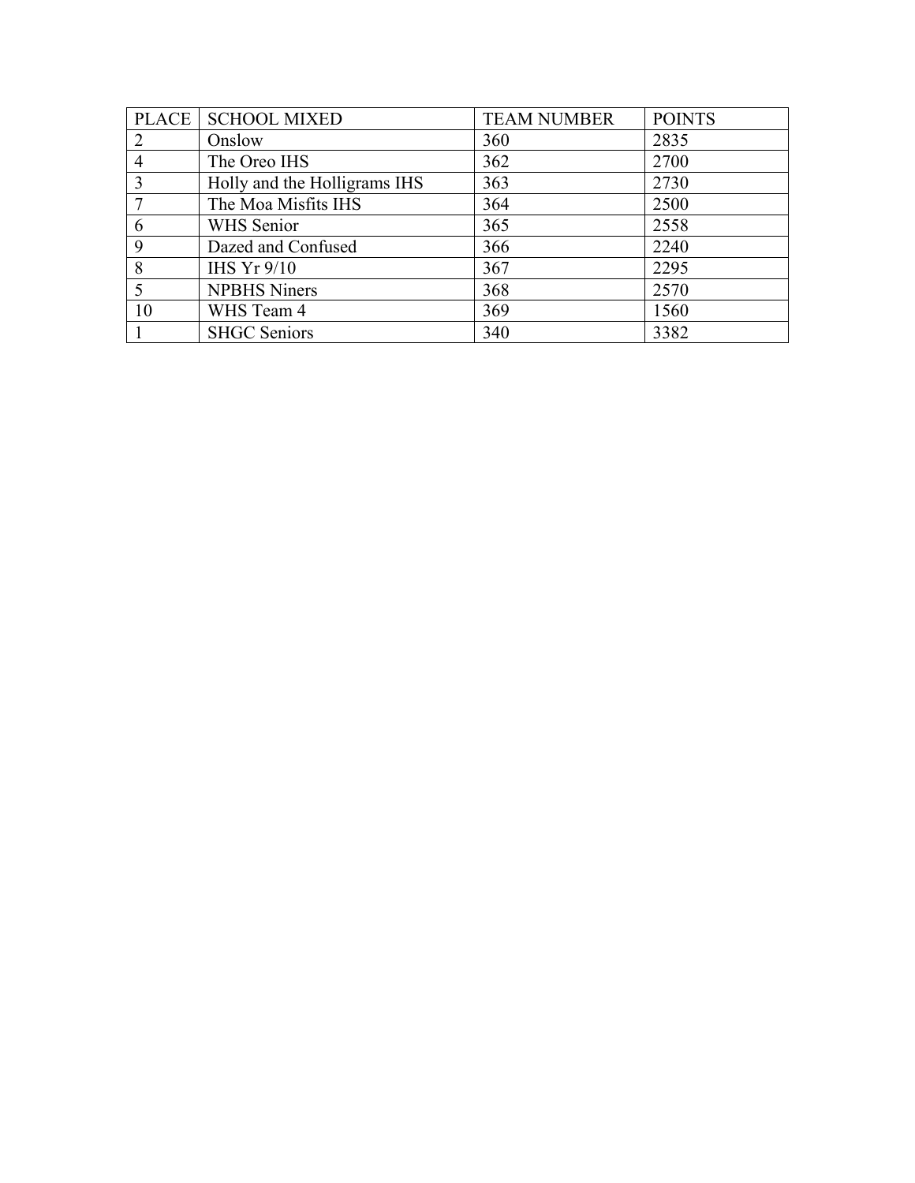| PLACE | SCHOOL MIXED | TEAM NUMBER | POINTS |
|---|---|---|---|
| 2 | Onslow | 360 | 2835 |
| 4 | The Oreo IHS | 362 | 2700 |
| 3 | Holly and the Holligrams IHS | 363 | 2730 |
| 7 | The Moa Misfits IHS | 364 | 2500 |
| 6 | WHS Senior | 365 | 2558 |
| 9 | Dazed and Confused | 366 | 2240 |
| 8 | IHS Yr 9/10 | 367 | 2295 |
| 5 | NPBHS Niners | 368 | 2570 |
| 10 | WHS Team 4 | 369 | 1560 |
| 1 | SHGC Seniors | 340 | 3382 |